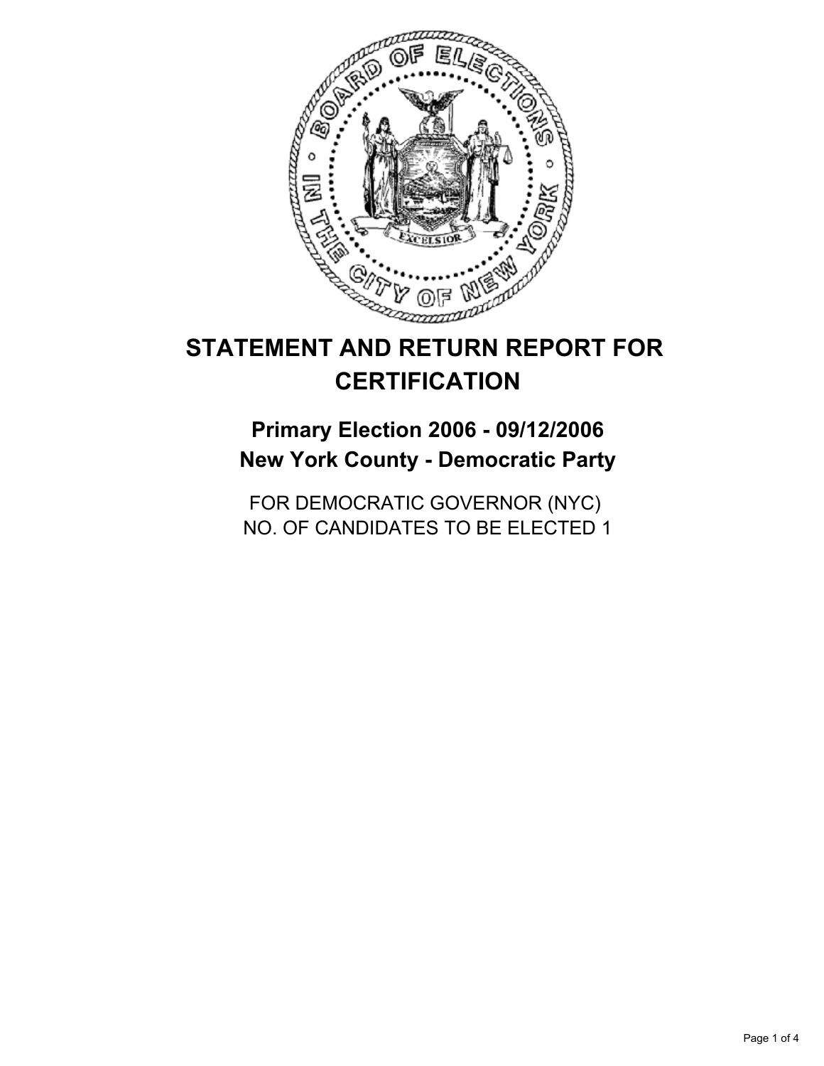# STATEMENT AND RETURN REPORT FOR CERTIFICATION

## Primary Election 2006 - 09/12/2006
## New York County - Democratic Party

FOR DEMOCRATIC GOVERNOR (NYC)
NO. OF CANDIDATES TO BE ELECTED 1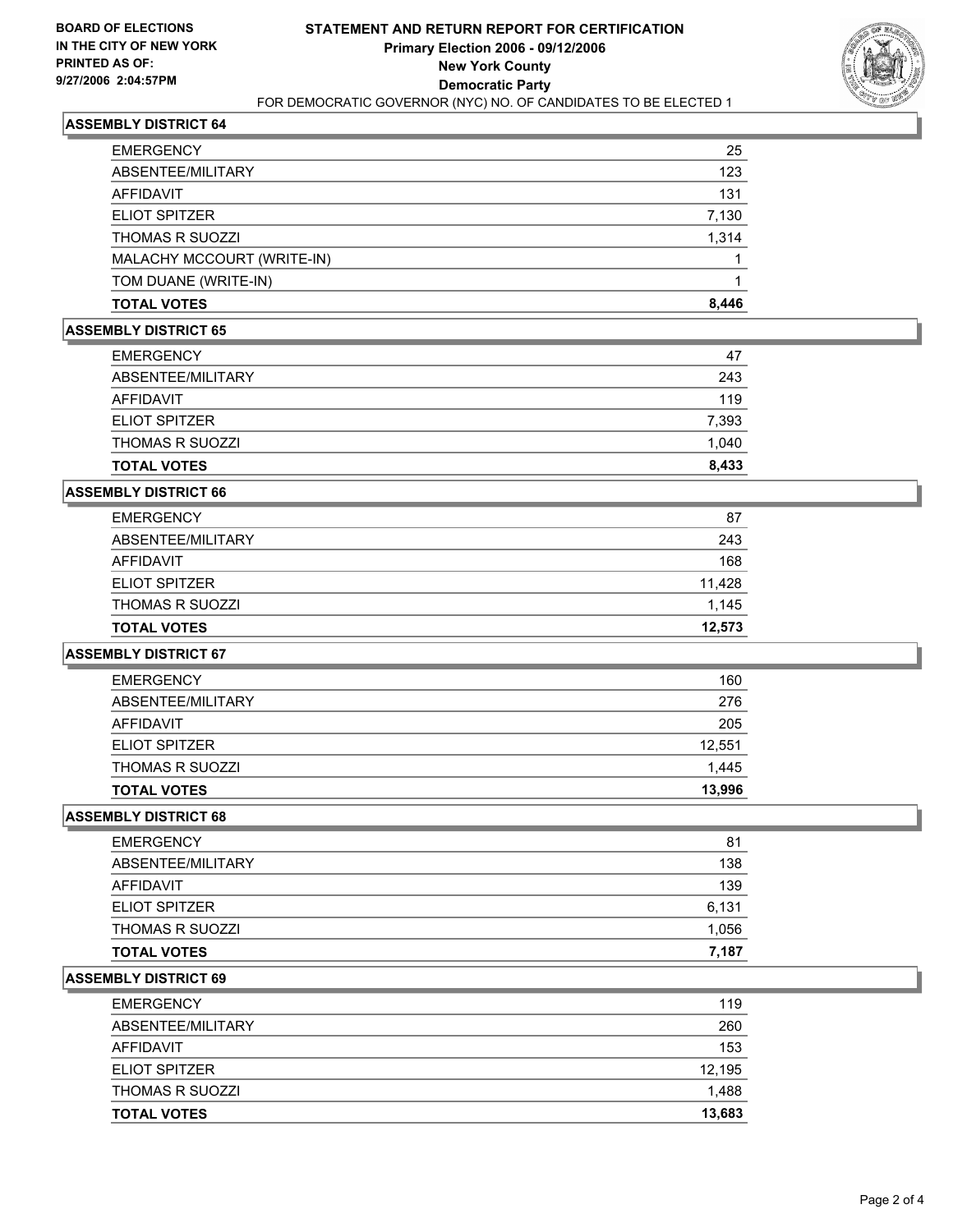**BOARD OF ELECTIONS IN THE CITY OF NEW YORK PRINTED AS OF: 9/27/2006 2:04:57PM**

# STATEMENT AND RETURN REPORT FOR CERTIFICATION
## Primary Election 2006 - 09/12/2006
## New York County
## Democratic Party
FOR DEMOCRATIC GOVERNOR (NYC) NO. OF CANDIDATES TO BE ELECTED 1

### ASSEMBLY DISTRICT 64

| | |
|---|---|
| EMERGENCY | 25 |
| ABSENTEE/MILITARY | 123 |
| AFFIDAVIT | 131 |
| ELIOT SPITZER | 7,130 |
| THOMAS R SUOZZI | 1,314 |
| MALACHY MCCOURT (WRITE-IN) | 1 |
| TOM DUANE (WRITE-IN) | 1 |
| **TOTAL VOTES** | **8,446** |

### ASSEMBLY DISTRICT 65

| | |
|---|---|
| EMERGENCY | 47 |
| ABSENTEE/MILITARY | 243 |
| AFFIDAVIT | 119 |
| ELIOT SPITZER | 7,393 |
| THOMAS R SUOZZI | 1,040 |
| **TOTAL VOTES** | **8,433** |

### ASSEMBLY DISTRICT 66

| | |
|---|---|
| EMERGENCY | 87 |
| ABSENTEE/MILITARY | 243 |
| AFFIDAVIT | 168 |
| ELIOT SPITZER | 11,428 |
| THOMAS R SUOZZI | 1,145 |
| **TOTAL VOTES** | **12,573** |

### ASSEMBLY DISTRICT 67

| | |
|---|---|
| EMERGENCY | 160 |
| ABSENTEE/MILITARY | 276 |
| AFFIDAVIT | 205 |
| ELIOT SPITZER | 12,551 |
| THOMAS R SUOZZI | 1,445 |
| **TOTAL VOTES** | **13,996** |

### ASSEMBLY DISTRICT 68

| | |
|---|---|
| EMERGENCY | 81 |
| ABSENTEE/MILITARY | 138 |
| AFFIDAVIT | 139 |
| ELIOT SPITZER | 6,131 |
| THOMAS R SUOZZI | 1,056 |
| **TOTAL VOTES** | **7,187** |

### ASSEMBLY DISTRICT 69

| | |
|---|---|
| EMERGENCY | 119 |
| ABSENTEE/MILITARY | 260 |
| AFFIDAVIT | 153 |
| ELIOT SPITZER | 12,195 |
| THOMAS R SUOZZI | 1,488 |
| **TOTAL VOTES** | **13,683** |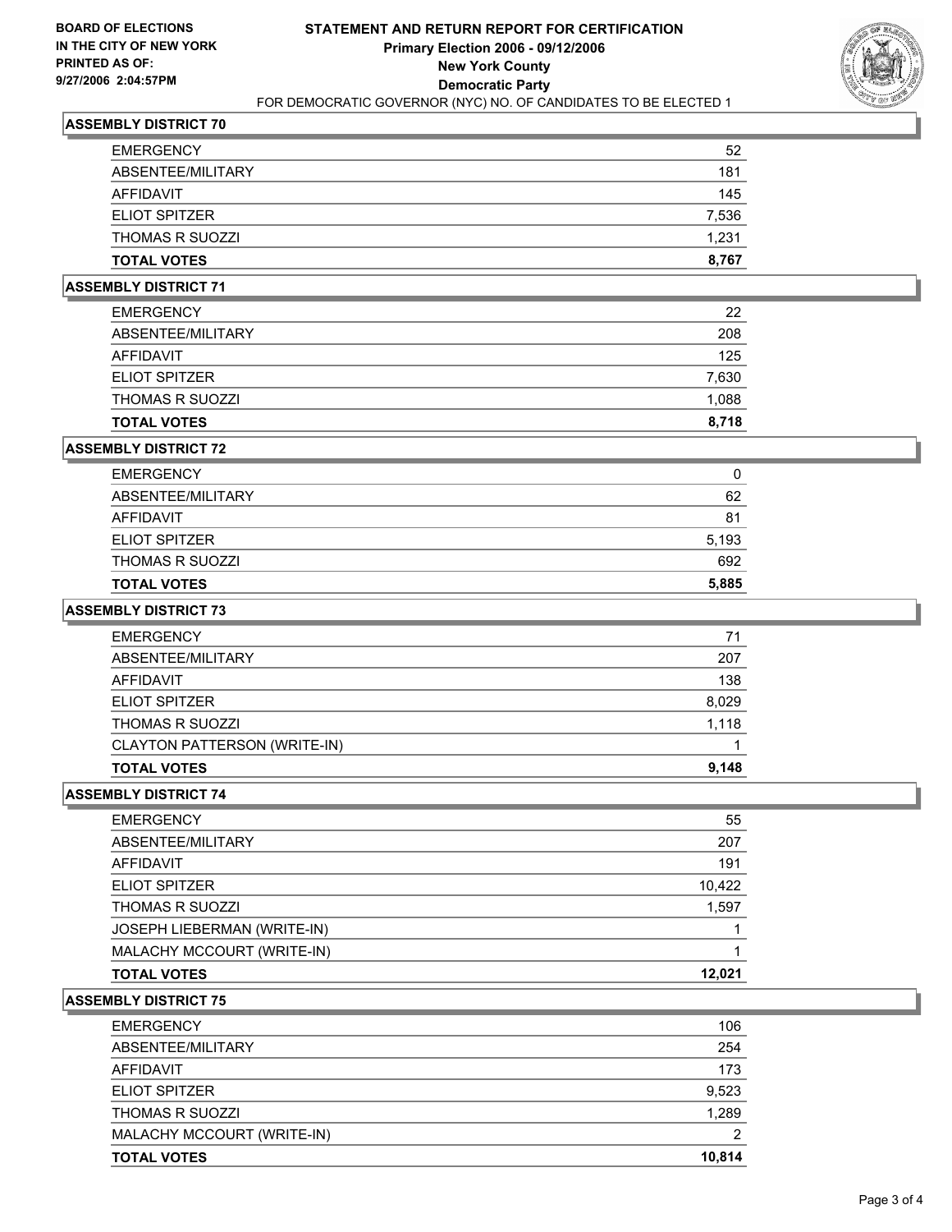**BOARD OF ELECTIONS IN THE CITY OF NEW YORK PRINTED AS OF: 9/27/2006 2:04:57PM**

# STATEMENT AND RETURN REPORT FOR CERTIFICATION

## Primary Election 2006 - 09/12/2006

## New York County

## Democratic Party

FOR DEMOCRATIC GOVERNOR (NYC) NO. OF CANDIDATES TO BE ELECTED 1

### ASSEMBLY DISTRICT 70

| | |
|---|---|
| EMERGENCY | 52 |
| ABSENTEE/MILITARY | 181 |
| AFFIDAVIT | 145 |
| ELIOT SPITZER | 7,536 |
| THOMAS R SUOZZI | 1,231 |
| **TOTAL VOTES** | **8,767** |

### ASSEMBLY DISTRICT 71

| | |
|---|---|
| EMERGENCY | 22 |
| ABSENTEE/MILITARY | 208 |
| AFFIDAVIT | 125 |
| ELIOT SPITZER | 7,630 |
| THOMAS R SUOZZI | 1,088 |
| **TOTAL VOTES** | **8,718** |

### ASSEMBLY DISTRICT 72

| | |
|---|---|
| EMERGENCY | 0 |
| ABSENTEE/MILITARY | 62 |
| AFFIDAVIT | 81 |
| ELIOT SPITZER | 5,193 |
| THOMAS R SUOZZI | 692 |
| **TOTAL VOTES** | **5,885** |

### ASSEMBLY DISTRICT 73

| | |
|---|---|
| EMERGENCY | 71 |
| ABSENTEE/MILITARY | 207 |
| AFFIDAVIT | 138 |
| ELIOT SPITZER | 8,029 |
| THOMAS R SUOZZI | 1,118 |
| CLAYTON PATTERSON (WRITE-IN) | 1 |
| **TOTAL VOTES** | **9,148** |

### ASSEMBLY DISTRICT 74

| | |
|---|---|
| EMERGENCY | 55 |
| ABSENTEE/MILITARY | 207 |
| AFFIDAVIT | 191 |
| ELIOT SPITZER | 10,422 |
| THOMAS R SUOZZI | 1,597 |
| JOSEPH LIEBERMAN (WRITE-IN) | 1 |
| MALACHY MCCOURT (WRITE-IN) | 1 |
| **TOTAL VOTES** | **12,021** |

### ASSEMBLY DISTRICT 75

| | |
|---|---|
| EMERGENCY | 106 |
| ABSENTEE/MILITARY | 254 |
| AFFIDAVIT | 173 |
| ELIOT SPITZER | 9,523 |
| THOMAS R SUOZZI | 1,289 |
| MALACHY MCCOURT (WRITE-IN) | 2 |
| **TOTAL VOTES** | **10,814** |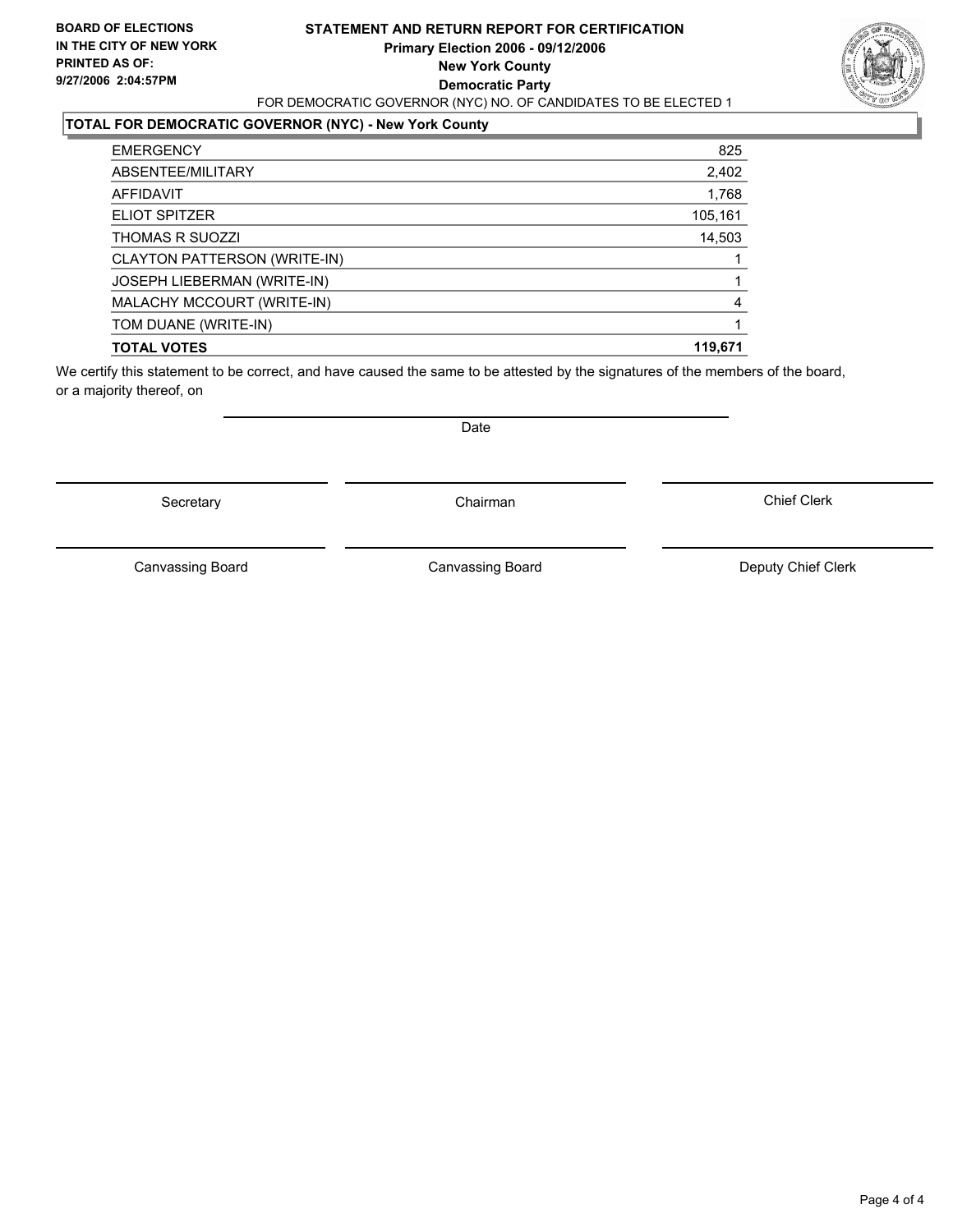**BOARD OF ELECTIONS IN THE CITY OF NEW YORK PRINTED AS OF: 9/27/2006 2:04:57PM**

# STATEMENT AND RETURN REPORT FOR CERTIFICATION
## Primary Election 2006 - 09/12/2006
## New York County
## Democratic Party

FOR DEMOCRATIC GOVERNOR (NYC) NO. OF CANDIDATES TO BE ELECTED 1

### TOTAL FOR DEMOCRATIC GOVERNOR (NYC) - New York County

| | |
|---|---|
| EMERGENCY | 825 |
| ABSENTEE/MILITARY | 2,402 |
| AFFIDAVIT | 1,768 |
| ELIOT SPITZER | 105,161 |
| THOMAS R SUOZZI | 14,503 |
| CLAYTON PATTERSON (WRITE-IN) | 1 |
| JOSEPH LIEBERMAN (WRITE-IN) | 1 |
| MALACHY MCCOURT (WRITE-IN) | 4 |
| TOM DUANE (WRITE-IN) | 1 |
| **TOTAL VOTES** | **119,671** |

We certify this statement to be correct, and have caused the same to be attested by the signatures of the members of the board, or a majority thereof, on

Date

Secretary

Chairman

Chief Clerk

Canvassing Board

Canvassing Board

Deputy Chief Clerk